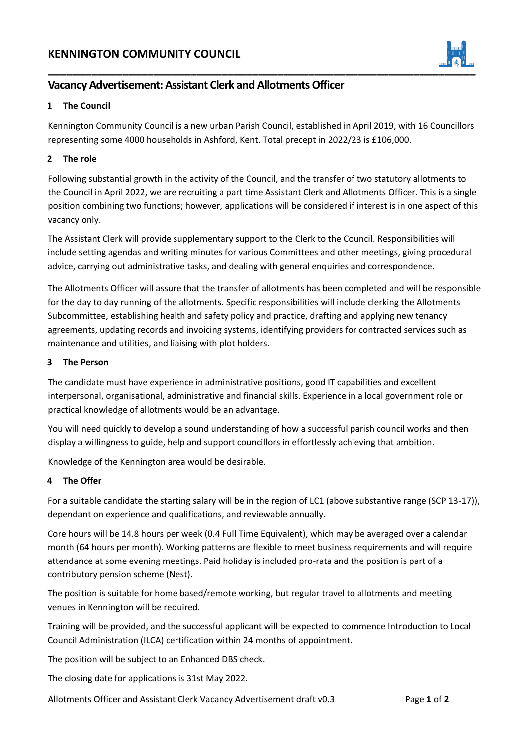# KENNINGTON COMMUNITY COUNCIL

## Vacancy Advertisement: Assistant Clerk and Allotments Officer

### 1 The Council

Kennington Community Council is a new urban Parish Council, established in April 2019, with 16 Councillors representing some 4000 households in Ashford, Kent. Total precept in 2022/23 is £106,000.

### 2 The role

Following substantial growth in the activity of the Council, and the transfer of two statutory allotments to the Council in April 2022, we are recruiting a part time Assistant Clerk and Allotments Officer. This is a single position combining two functions; however, applications will be considered if interest is in one aspect of this vacancy only.

The Assistant Clerk will provide supplementary support to the Clerk to the Council. Responsibilities will include setting agendas and writing minutes for various Committees and other meetings, giving procedural advice, carrying out administrative tasks, and dealing with general enquiries and correspondence.

The Allotments Officer will assure that the transfer of allotments has been completed and will be responsible for the day to day running of the allotments. Specific responsibilities will include clerking the Allotments Subcommittee, establishing health and safety policy and practice, drafting and applying new tenancy agreements, updating records and invoicing systems, identifying providers for contracted services such as maintenance and utilities, and liaising with plot holders.

### 3 The Person

The candidate must have experience in administrative positions, good IT capabilities and excellent interpersonal, organisational, administrative and financial skills. Experience in a local government role or practical knowledge of allotments would be an advantage.

You will need quickly to develop a sound understanding of how a successful parish council works and then display a willingness to guide, help and support councillors in effortlessly achieving that ambition.

Knowledge of the Kennington area would be desirable.

### 4 The Offer

For a suitable candidate the starting salary will be in the region of LC1 (above substantive range (SCP 13-17)), dependant on experience and qualifications, and reviewable annually.

Core hours will be 14.8 hours per week (0.4 Full Time Equivalent), which may be averaged over a calendar month (64 hours per month). Working patterns are flexible to meet business requirements and will require attendance at some evening meetings. Paid holiday is included pro-rata and the position is part of a contributory pension scheme (Nest).

The position is suitable for home based/remote working, but regular travel to allotments and meeting venues in Kennington will be required.

Training will be provided, and the successful applicant will be expected to commence Introduction to Local Council Administration (ILCA) certification within 24 months of appointment.

The position will be subject to an Enhanced DBS check.

The closing date for applications is 31st May 2022.

Allotments Officer and Assistant Clerk Vacancy Advertisement draft v0.3